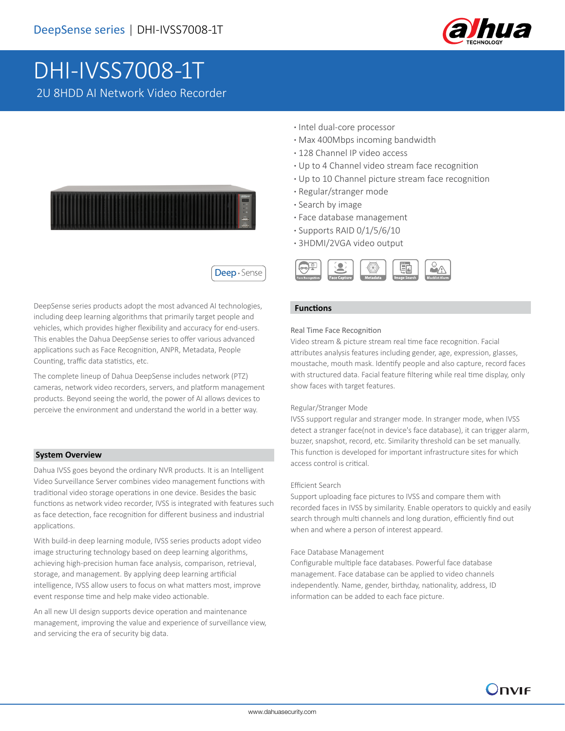DeepSense series | DHI-IVSS7008-1T

# DHI-IVSS7008-1T

2U 8HDD AI Network Video Recorder

- Intel dual-core processor
- Max 400Mbps incoming bandwidth
- 128 Channel IP video access
- Up to 4 Channel video stream face recognition
- Up to 10 Channel picture stream face recognition
- Regular/stranger mode
- Search by image
- Face database management
- Supports RAID 0/1/5/6/10
- 3HDMI/2VGA video output

Face Recognition | Face Capture | Metadata | Image Search | Blacklist Alarm

DeepSense series products adopt the most advanced AI technologies, including deep learning algorithms that primarily target people and vehicles, which provides higher flexibility and accuracy for end-users. This enables the Dahua DeepSense series to offer various advanced applications such as Face Recognition, ANPR, Metadata, People Counting, traffic data statistics, etc.

The complete lineup of Dahua DeepSense includes network (PTZ) cameras, network video recorders, servers, and platform management products. Beyond seeing the world, the power of AI allows devices to perceive the environment and understand the world in a better way.

## System Overview

Dahua IVSS goes beyond the ordinary NVR products. It is an Intelligent Video Surveillance Server combines video management functions with traditional video storage operations in one device. Besides the basic functions as network video recorder, IVSS is integrated with features such as face detection, face recognition for different business and industrial applications.

With build-in deep learning module, IVSS series products adopt video image structuring technology based on deep learning algorithms, achieving high-precision human face analysis, comparison, retrieval, storage, and management. By applying deep learning artificial intelligence, IVSS allow users to focus on what matters most, improve event response time and help make video actionable.

An all new UI design supports device operation and maintenance management, improving the value and experience of surveillance view, and servicing the era of security big data.

## Functions

### Real Time Face Recognition

Video stream & picture stream real time face recognition. Facial attributes analysis features including gender, age, expression, glasses, moustache, mouth mask. Identify people and also capture, record faces with structured data. Facial feature filtering while real time display, only show faces with target features.

### Regular/Stranger Mode

IVSS support regular and stranger mode. In stranger mode, when IVSS detect a stranger face(not in device's face database), it can trigger alarm, buzzer, snapshot, record, etc. Similarity threshold can be set manually. This function is developed for important infrastructure sites for which access control is critical.

### Efficient Search

Support uploading face pictures to IVSS and compare them with recorded faces in IVSS by similarity. Enable operators to quickly and easily search through multi channels and long duration, efficiently find out when and where a person of interest appeard.

### Face Database Management

Configurable multiple face databases. Powerful face database management. Face database can be applied to video channels independently. Name, gender, birthday, nationality, address, ID information can be added to each face picture.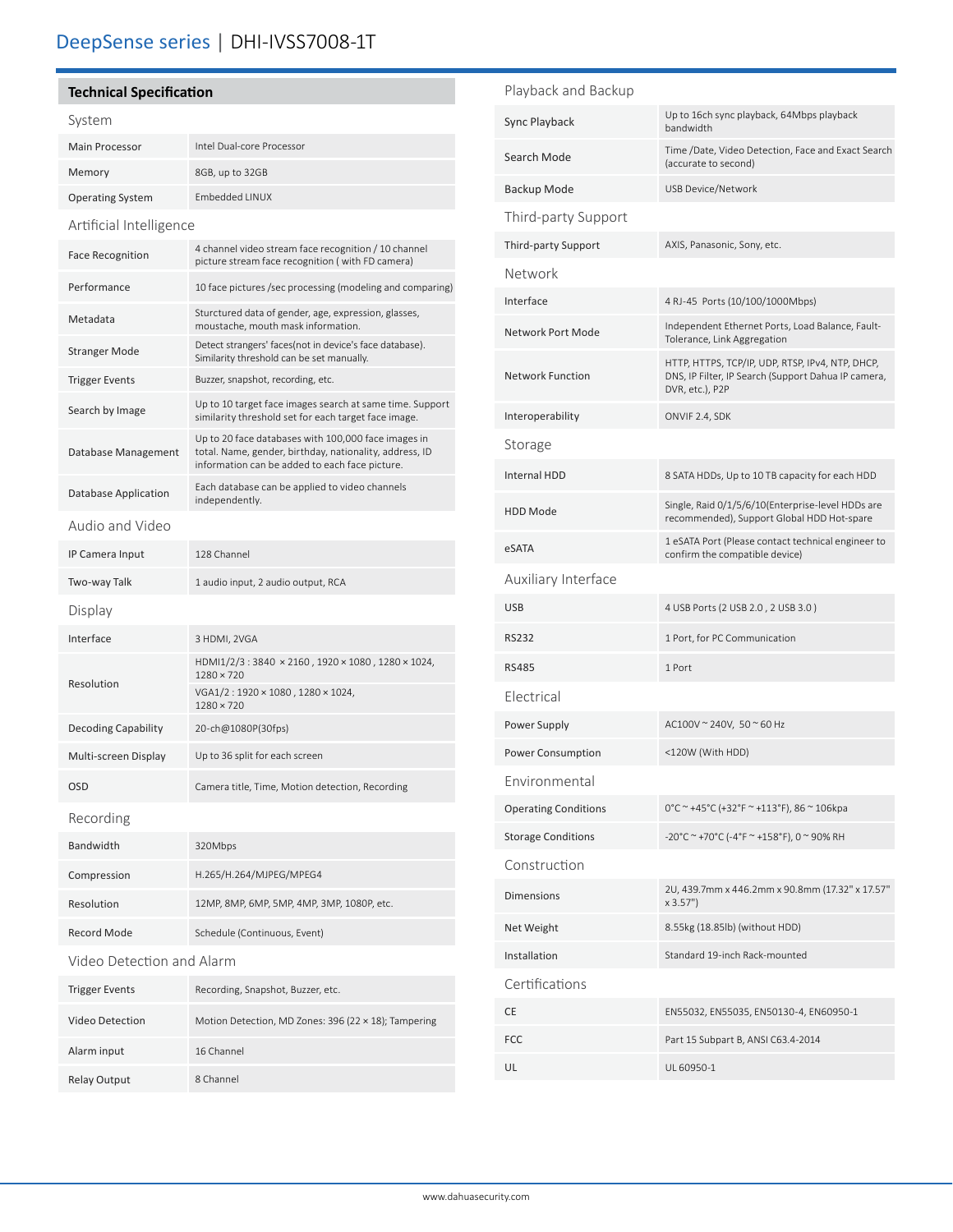# DeepSense series | DHI-IVSS7008-1T

## Technical Specification

### System

| | |
|---|---|
| Main Processor | Intel Dual-core Processor |
| Memory | 8GB, up to 32GB |
| Operating System | Embedded LINUX |

### Artificial Intelligence

| | |
|---|---|
| Face Recognition | 4 channel video stream face recognition / 10 channel picture stream face recognition ( with FD camera) |
| Performance | 10 face pictures /sec processing (modeling and comparing) |
| Metadata | Sturctured data of gender, age, expression, glasses, moustache, mouth mask information. |
| Stranger Mode | Detect strangers' faces(not in device's face database). Similarity threshold can be set manually. |
| Trigger Events | Buzzer, snapshot, recording, etc. |
| Search by Image | Up to 10 target face images search at same time. Support similarity threshold set for each target face image. |
| Database Management | Up to 20 face databases with 100,000 face images in total. Name, gender, birthday, nationality, address, ID information can be added to each face picture. |
| Database Application | Each database can be applied to video channels independently. |

### Audio and Video

| | |
|---|---|
| IP Camera Input | 128 Channel |
| Two-way Talk | 1 audio input, 2 audio output, RCA |

### Display

| | |
|---|---|
| Interface | 3 HDMI, 2VGA |
| Resolution | HDMI1/2/3 : 3840 × 2160 , 1920 × 1080 , 1280 × 1024, 1280 × 720 |
| | VGA1/2 : 1920 × 1080 , 1280 × 1024, 1280 × 720 |
| Decoding Capability | 20-ch@1080P(30fps) |
| Multi-screen Display | Up to 36 split for each screen |
| OSD | Camera title, Time, Motion detection, Recording |

### Recording

| | |
|---|---|
| Bandwidth | 320Mbps |
| Compression | H.265/H.264/MJPEG/MPEG4 |
| Resolution | 12MP, 8MP, 6MP, 5MP, 4MP, 3MP, 1080P, etc. |
| Record Mode | Schedule (Continuous, Event) |

### Video Detection and Alarm

| | |
|---|---|
| Trigger Events | Recording, Snapshot, Buzzer, etc. |
| Video Detection | Motion Detection, MD Zones: 396 (22 × 18); Tampering |
| Alarm input | 16 Channel |
| Relay Output | 8 Channel |

### Playback and Backup

| | |
|---|---|
| Sync Playback | Up to 16ch sync playback, 64Mbps playback bandwidth |
| Search Mode | Time /Date, Video Detection, Face and Exact Search (accurate to second) |
| Backup Mode | USB Device/Network |

### Third-party Support

| | |
|---|---|
| Third-party Support | AXIS, Panasonic, Sony, etc. |

### Network

| | |
|---|---|
| Interface | 4 RJ-45 Ports (10/100/1000Mbps) |
| Network Port Mode | Independent Ethernet Ports, Load Balance, Fault-Tolerance, Link Aggregation |
| Network Function | HTTP, HTTPS, TCP/IP, UDP, RTSP, IPv4, NTP, DHCP, DNS, IP Filter, IP Search (Support Dahua IP camera, DVR, etc.), P2P |
| Interoperability | ONVIF 2.4, SDK |

### Storage

| | |
|---|---|
| Internal HDD | 8 SATA HDDs, Up to 10 TB capacity for each HDD |
| HDD Mode | Single, Raid 0/1/5/6/10(Enterprise-level HDDs are recommended), Support Global HDD Hot-spare |
| eSATA | 1 eSATA Port (Please contact technical engineer to confirm the compatible device) |

### Auxiliary Interface

| | |
|---|---|
| USB | 4 USB Ports (2 USB 2.0 , 2 USB 3.0 ) |
| RS232 | 1 Port, for PC Communication |
| RS485 | 1 Port |

### Electrical

| | |
|---|---|
| Power Supply | AC100V ~ 240V, 50 ~ 60 Hz |
| Power Consumption | <120W (With HDD) |

### Environmental

| | |
|---|---|
| Operating Conditions | 0°C ~ +45°C (+32°F ~ +113°F), 86 ~ 106kpa |
| Storage Conditions | -20°C ~ +70°C (-4°F ~ +158°F), 0 ~ 90% RH |

### Construction

| | |
|---|---|
| Dimensions | 2U, 439.7mm x 446.2mm x 90.8mm (17.32" x 17.57" x 3.57") |
| Net Weight | 8.55kg (18.85lb) (without HDD) |
| Installation | Standard 19-inch Rack-mounted |

### Certifications

| | |
|---|---|
| CE | EN55032, EN55035, EN50130-4, EN60950-1 |
| FCC | Part 15 Subpart B, ANSI C63.4-2014 |
| UL | UL 60950-1 |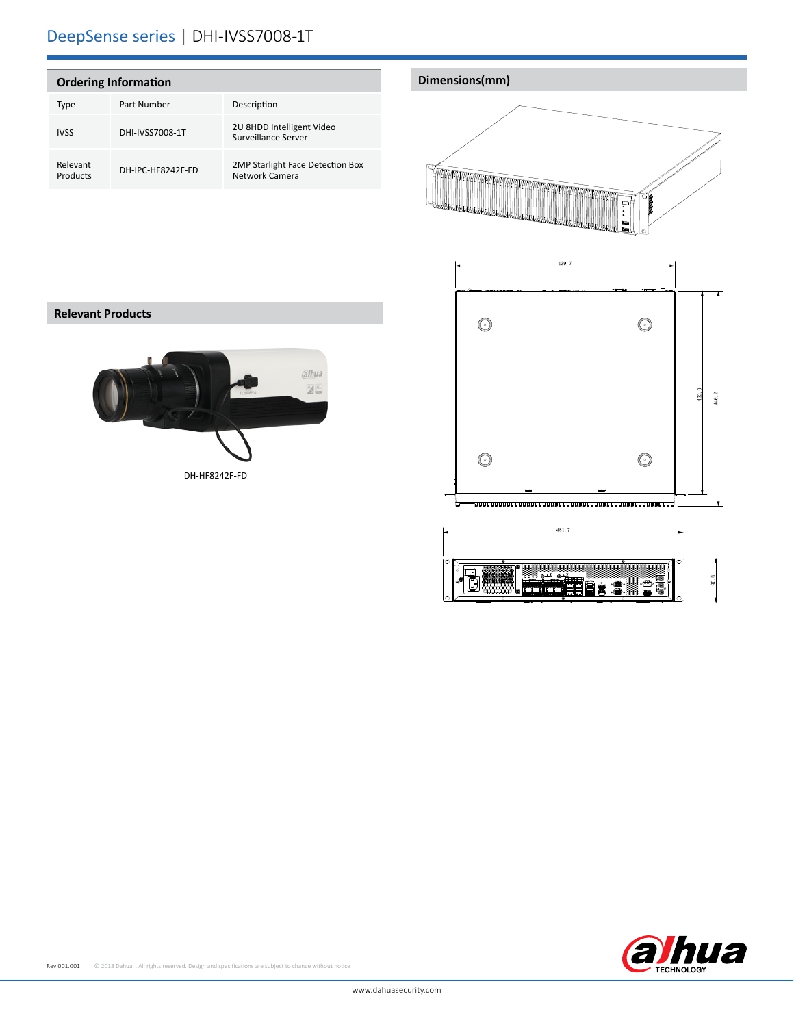## Ordering Information

| Type | Part Number | Description |
|---|---|---|
| IVSS | DHI-IVSS7008-1T | 2U 8HDD Intelligent Video Surveillance Server |
| Relevant Products | DH-IPC-HF8242F-FD | 2MP Starlight Face Detection Box Network Camera |

## Dimensions(mm)

439.7

422.0

446.2

481.7

90.8

## Relevant Products

DH-HF8242F-FD

Rev 001.001 © 2018 Dahua . All rights reserved. Design and specifications are subject to change without notice

www.dahuasecurity.com